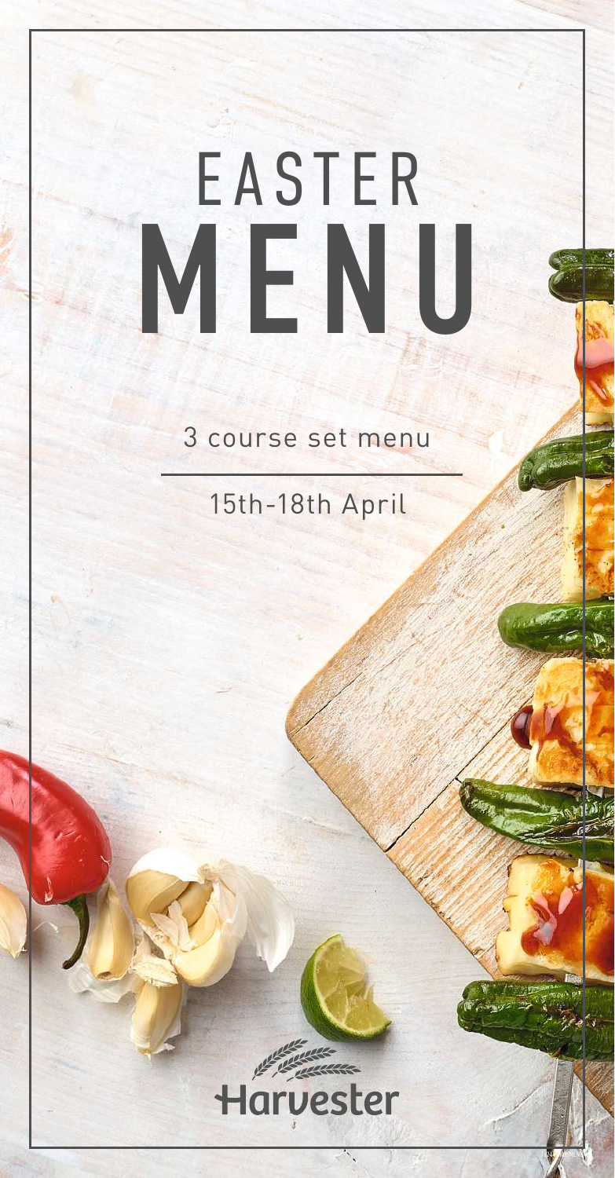# EASTER MENU

3 course set menu

15th-18th April

Harvester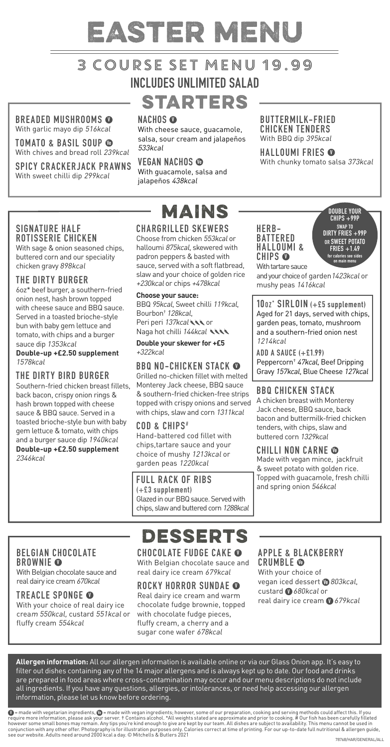# EASTER MENU

## 3 COURSE SET MENU 19.99

**INCLUDES UNLIMITED SALAD**

## STARTERS

**BREADED MUSHROOMS** (V)
With garlic mayo dip *516kcal*

**TOMATO & BASIL SOUP** (Ve)
With chives and bread roll *239kcal*

**SPICY CRACKERJACK PRAWNS**
With sweet chilli dip *299kcal*

**NACHOS** (V)
With cheese sauce, guacamole, salsa, sour cream and jalapeños *533kcal*

**VEGAN NACHOS** (Ve)
With guacamole, salsa and jalapeños *438kcal*

**BUTTERMILK-FRIED CHICKEN TENDERS**
With BBQ dip *395kcal*

**HALLOUMI FRIES** (V)
With chunky tomato salsa *373kcal*

## MAINS

**SIGNATURE HALF ROTISSERIE CHICKEN**
With sage & onion seasoned chips, buttered corn and our speciality chicken gravy *898kcal*

**THE DIRTY BURGER**
6oz* beef burger, a southern-fried onion nest, hash brown topped with cheese sauce and BBQ sauce. Served in a toasted brioche-style bun with baby gem lettuce and tomato, with chips and a burger sauce dip *1353kcal*
**Double-up +£2.50 supplement** *1578kcal*

**THE DIRTY BIRD BURGER**
Southern-fried chicken breast fillets, back bacon, crispy onion rings & hash brown topped with cheese sauce & BBQ sauce. Served in a toasted brioche-style bun with baby gem lettuce & tomato, with chips and a burger sauce dip *1940kcal*
**Double-up +£2.50 supplement** *2346kcal*

**CHARGRILLED SKEWERS**
Choose from chicken *553kcal* or halloumi *875kcal*, skewered with padron peppers & basted with sauce, served with a soft flatbread, slaw and your choice of golden rice *+230kcal* or chips *+478kcal*

**Choose your sauce:**
BBQ *95kcal*, Sweet chilli *119kcal*, Bourbon† *128kcal*, Peri peri *137kcal* or Naga hot chilli *144kcal*

**Double your skewer for +£5** *+322kcal*

**BBQ NO-CHICKEN STACK** (V)
Grilled no-chicken fillet with melted Monterey Jack cheese, BBQ sauce & southern-fried chicken-free strips topped with crispy onions and served with chips, slaw and corn *1311kcal*

**COD & CHIPS#**
Hand-battered cod fillet with chips,tartare sauce and your choice of mushy *1213kcal* or garden peas *1220kcal*

**FULL RACK OF RIBS (+£3 supplement)**
Glazed in our BBQ sauce. Served with chips, slaw and buttered corn *1288kcal*

**HERB-BATTERED HALLOUMI & CHIPS** (V)
With tartare sauce and your choice of garden *1423kcal* or mushy peas *1416kcal*

**DOUBLE YOUR CHIPS +99P**
**SWAP TO DIRTY FRIES +99P OR SWEET POTATO FRIES +1.49**
for calories see sides on main menu

**10oz* SIRLOIN (+£5 supplement)**
Aged for 21 days, served with chips, garden peas, tomato, mushroom and a southern-fried onion nest *1214kcal*

**ADD A SAUCE (+£1.99)**
Peppercorn† *47kcal*, Beef Dripping Gravy *157kcal*, Blue Cheese *127kcal*

**BBQ CHICKEN STACK**
A chicken breast with Monterey Jack cheese, BBQ sauce, back bacon and buttermilk-fried chicken tenders, with chips, slaw and buttered corn *1329kcal*

**CHILLI NON CARNE** (Ve)
Made with vegan mince, jackfruit & sweet potato with golden rice. Topped with guacamole, fresh chilli and spring onion *546kcal*

## DESSERTS

**BELGIAN CHOCOLATE BROWNIE** (V)
With Belgian chocolate sauce and real dairy ice cream *670kcal*

**TREACLE SPONGE** (V)
With your choice of real dairy ice cream *550kcal*, custard *551kcal* or fluffy cream *554kcal*

**CHOCOLATE FUDGE CAKE** (V)
With Belgian chocolate sauce and real dairy ice cream *679kcal*

**ROCKY HORROR SUNDAE** (V)
Real dairy ice cream and warm chocolate fudge brownie, topped with chocolate fudge pieces, fluffy cream, a cherry and a sugar cone wafer *678kcal*

**APPLE & BLACKBERRY CRUMBLE** (Ve)
With your choice of vegan iced dessert (Ve) *803kcal*, custard (V) *680kcal* or real dairy ice cream (V) *679kcal*

**Allergen information:** All our allergen information is available online or via our Glass Onion app. It's easy to filter out dishes containing any of the 14 major allergens and is always kept up to date. Our food and drinks are prepared in food areas where cross-contamination may occur and our menu descriptions do not include all ingredients. If you have any questions, allergies, or intolerances, or need help accessing our allergen information, please let us know before ordering.

(V) = made with vegetarian ingredients, (Ve) = made with vegan ingredients; however, some of our preparation, cooking and serving methods could affect this. If you require more information, please ask your server. † Contains alcohol. *All weights stated are approximate and prior to cooking. # Our fish has been carefully filleted however some small bones may remain. Any tips you're kind enough to give are kept by our team. All dishes are subject to availability. This menu cannot be used in conjunction with any other offer. Photography is for illustration purposes only. Calories correct at time of printing. For our up-to-date full nutritional & allergen guide, see our website. Adults need around 2000 kcal a day. © Mitchells & Butlers 2021

78768/HAR/GENERAL/ALL